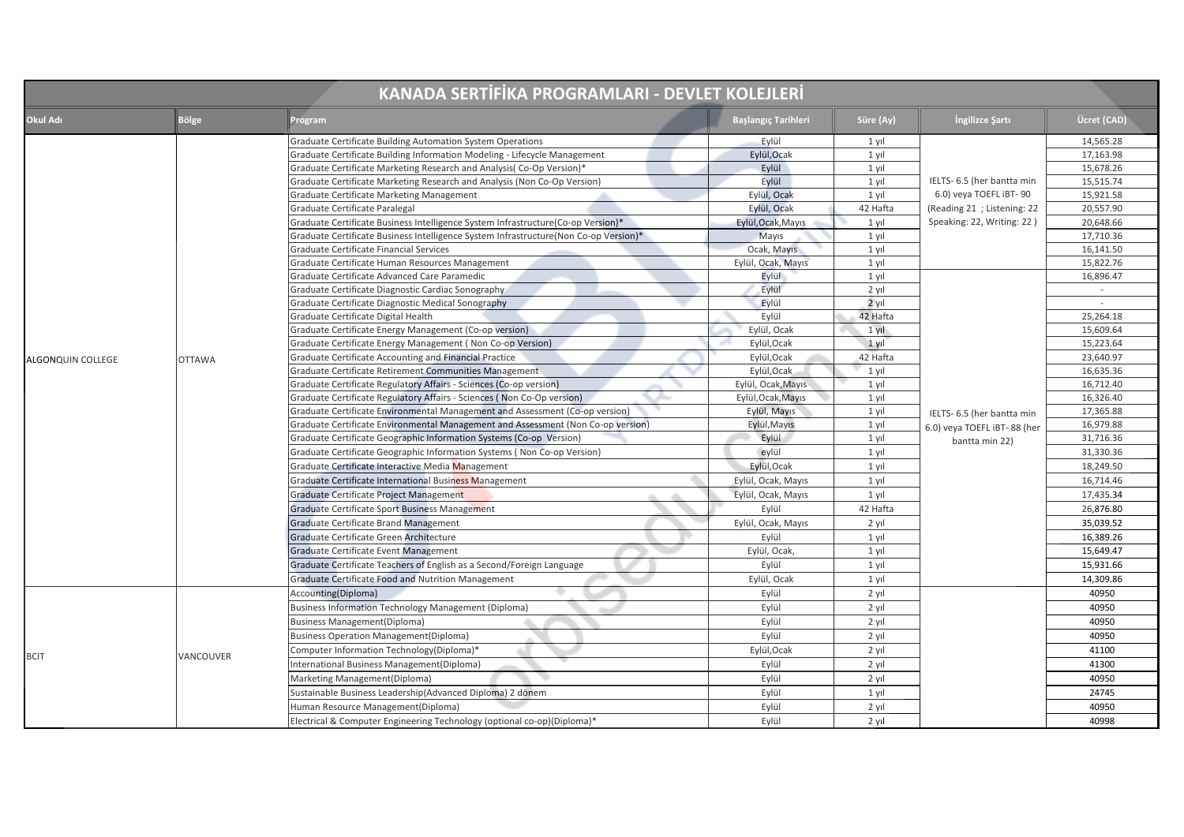# KANADA SERTİFİKA PROGRAMLARI - DEVLET KOLEJLERİ

| Okul Adı | Bölge | Program | Başlangıç Tarihleri | Süre (Ay) | İngilizce Şartı | Ücret (CAD) |
|---|---|---|---|---|---|---|
| ALGONQUIN COLLEGE | OTTAWA | Graduate Certificate Building Automation System Operations | Eylül | 1 yıl | IELTS- 6.5 (her bantta min 6.0) veya TOEFL iBT- 90 (Reading 21 ; Listening: 22 Speaking: 22, Writing: 22 ) | 14,565.28 |
| | | Graduate Certificate Building Information Modeling - Lifecycle Management | Eylül,Ocak | 1 yıl | | 17,163.98 |
| | | Graduate Certificate Marketing Research and Analysis( Co-Op Version)* | Eylül | 1 yıl | | 15,678.26 |
| | | Graduate Certificate Marketing Research and Analysis (Non Co-Op Version) | Eylül | 1 yıl | | 15,515.74 |
| | | Graduate Certificate Marketing Management | Eylül, Ocak | 1 yıl | | 15,921.58 |
| | | Graduate Certificate Paralegal | Eylül, Ocak | 42 Hafta | | 20,557.90 |
| | | Graduate Certificate Business Intelligence System Infrastructure(Co-op Version)* | Eylül,Ocak,Mayıs | 1 yıl | | 20,648.66 |
| | | Graduate Certificate Business Intelligence System Infrastructure(Non Co-op Version)* | Mayıs | 1 yıl | | 17,710.36 |
| | | Graduate Certificate Financial Services | Ocak, Mayıs | 1 yıl | | 16,141.50 |
| | | Graduate Certificate Human Resources Management | Eylül, Ocak, Mayıs | 1 yıl | | 15,822.76 |
| | | Graduate Certificate Advanced Care Paramedic | Eylül | 1 yıl | IELTS- 6.5 (her bantta min 6.0) veya TOEFL iBT- 88 (her bantta min 22) | 16,896.47 |
| | | Graduate Certificate Diagnostic Cardiac Sonography | Eylül | 2 yıl | | - |
| | | Graduate Certificate Diagnostic Medical Sonography | Eylül | 2 yıl | | - |
| | | Graduate Certificate Digital Health | Eylül | 42 Hafta | | 25,264.18 |
| | | Graduate Certificate Energy Management (Co-op version) | Eylül, Ocak | 1 yıl | | 15,609.64 |
| | | Graduate Certificate Energy Management ( Non Co-op Version) | Eylül,Ocak | 1 yıl | | 15,223.64 |
| | | Graduate Certificate Accounting and Financial Practice | Eylül,Ocak | 42 Hafta | | 23,640.97 |
| | | Graduate Certificate Retirement Communities Management | Eylül,Ocak | 1 yıl | | 16,635.36 |
| | | Graduate Certificate Regulatory Affairs - Sciences (Co-op version) | Eylül, Ocak,Mayıs | 1 yıl | | 16,712.40 |
| | | Graduate Certificate Regulatory Affairs - Sciences ( Non Co-Op version) | Eylül,Ocak,Mayıs | 1 yıl | | 16,326.40 |
| | | Graduate Certificate Environmental Management and Assessment (Co-op version) | Eylül, Mayıs | 1 yıl | | 17,365.88 |
| | | Graduate Certificate Environmental Management and Assessment (Non Co-op version) | Eylül,Mayıs | 1 yıl | | 16,979.88 |
| | | Graduate Certificate Geographic Information Systems (Co-op Version) | Eylül | 1 yıl | | 31,716.36 |
| | | Graduate Certificate Geographic Information Systems ( Non Co-op Version) | eylül | 1 yıl | | 31,330.36 |
| | | Graduate Certificate Interactive Media Management | Eylül,Ocak | 1 yıl | | 18,249.50 |
| | | Graduate Certificate International Business Management | Eylül, Ocak, Mayıs | 1 yıl | | 16,714.46 |
| | | Graduate Certificate Project Management | Eylül, Ocak, Mayıs | 1 yıl | | 17,435.34 |
| | | Graduate Certificate Sport Business Management | Eylül | 42 Hafta | | 26,876.80 |
| | | Graduate Certificate Brand Management | Eylül, Ocak, Mayıs | 2 yıl | | 35,039.52 |
| | | Graduate Certificate Green Architecture | Eylül | 1 yıl | | 16,389.26 |
| | | Graduate Certificate Event Management | Eylül, Ocak, | 1 yıl | | 15,649.47 |
| | | Graduate Certificate Teachers of English as a Second/Foreign Language | Eylül | 1 yıl | | 15,931.66 |
| | | Graduate Certificate Food and Nutrition Management | Eylül, Ocak | 1 yıl | | 14,309.86 |
| BCIT | VANCOUVER | Accounting(Diploma) | Eylül | 2 yıl | | 40950 |
| | | Business Information Technology Management (Diploma) | Eylül | 2 yıl | | 40950 |
| | | Business Management(Diploma) | Eylül | 2 yıl | | 40950 |
| | | Business Operation Management(Diploma) | Eylül | 2 yıl | | 40950 |
| | | Computer Information Technology(Diploma)* | Eylül,Ocak | 2 yıl | | 41100 |
| | | International Business Management(Diploma) | Eylül | 2 yıl | | 41300 |
| | | Marketing Management(Diploma) | Eylül | 2 yıl | | 40950 |
| | | Sustainable Business Leadership(Advanced Diploma) 2 dönem | Eylül | 1 yıl | | 24745 |
| | | Human Resource Management(Diploma) | Eylül | 2 yıl | | 40950 |
| | | Electrical & Computer Engineering Technology (optional co-op)(Diploma)* | Eylül | 2 yıl | | 40998 |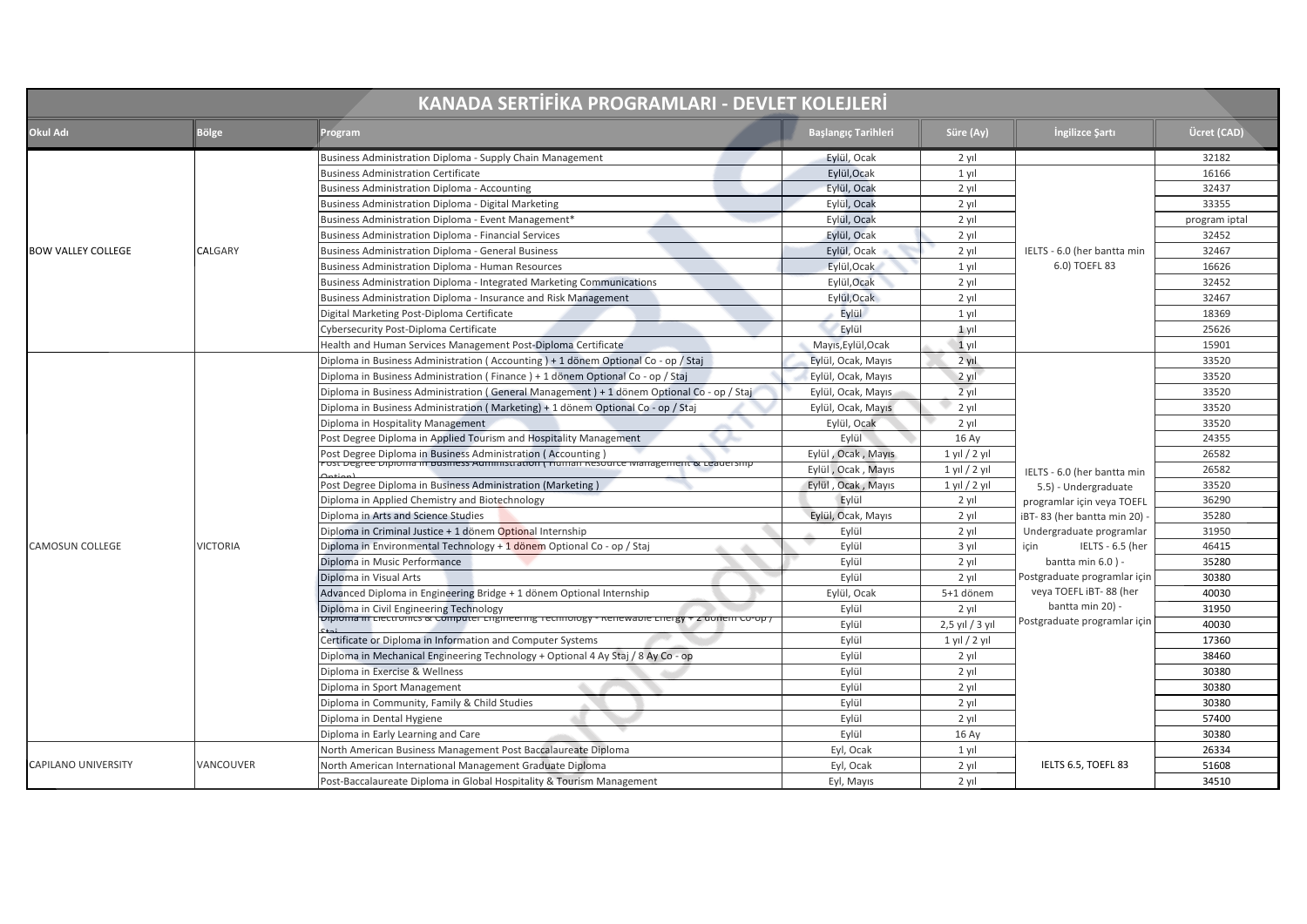# KANADA SERTİFİKA PROGRAMLARI - DEVLET KOLEJLERİ

| Okul Adı | Bölge | Program | Başlangıç Tarihleri | Süre (Ay) | İngilizce Şartı | Ücret (CAD) |
|---|---|---|---|---|---|---|
| BOW VALLEY COLLEGE | CALGARY | Business Administration Diploma - Supply Chain Management | Eylül, Ocak | 2 yıl | IELTS - 6.0 (her bantta min 6.0) TOEFL 83 | 32182 |
| | | Business Administration Certificate | Eylül,Ocak | 1 yıl | | 16166 |
| | | Business Administration Diploma - Accounting | Eylül, Ocak | 2 yıl | | 32437 |
| | | Business Administration Diploma - Digital Marketing | Eylül, Ocak | 2 yıl | | 33355 |
| | | Business Administration Diploma - Event Management* | Eylül, Ocak | 2 yıl | | program iptal |
| | | Business Administration Diploma - Financial Services | Eylül, Ocak | 2 yıl | | 32452 |
| | | Business Administration Diploma - General Business | Eylül, Ocak | 2 yıl | | 32467 |
| | | Business Administration Diploma - Human Resources | Eylül,Ocak | 1 yıl | | 16626 |
| | | Business Administration Diploma - Integrated Marketing Communications | Eylül,Ocak | 2 yıl | | 32452 |
| | | Business Administration Diploma - Insurance and Risk Management | Eylül,Ocak | 2 yıl | | 32467 |
| | | Digital Marketing Post-Diploma Certificate | Eylül | 1 yıl | | 18369 |
| | | Cybersecurity Post-Diploma Certificate | Eylül | 1 yıl | | 25626 |
| | | Health and Human Services Management Post-Diploma Certificate | Mayıs,Eylül,Ocak | 1 yıl | | 15901 |
| CAMOSUN COLLEGE | VICTORIA | Diploma in Business Administration ( Accounting ) + 1 dönem Optional Co - op / Staj | Eylül, Ocak, Mayıs | 2 yıl | IELTS - 6.0 (her bantta min 5.5) - Undergraduate programlar için veya TOEFL iBT- 83 (her bantta min 20) - Undergraduate programlar için IELTS - 6.5 (her bantta min 6.0 ) - Postgraduate programlar için veya TOEFL iBT- 88 (her bantta min 20) - Postgraduate programlar için | 33520 |
| | | Diploma in Business Administration ( Finance ) + 1 dönem Optional Co - op / Staj | Eylül, Ocak, Mayıs | 2 yıl | | 33520 |
| | | Diploma in Business Administration ( General Management ) + 1 dönem Optional Co - op / Staj | Eylül, Ocak, Mayıs | 2 yıl | | 33520 |
| | | Diploma in Business Administration ( Marketing) + 1 dönem Optional Co - op / Staj | Eylül, Ocak, Mayıs | 2 yıl | | 33520 |
| | | Diploma in Hospitality Management | Eylül, Ocak | 2 yıl | | 33520 |
| | | Post Degree Diploma in Applied Tourism and Hospitality Management | Eylül | 16 Ay | | 24355 |
| | | Post Degree Diploma in Business Administration ( Accounting ) | Eylül , Ocak , Mayıs | 1 yıl / 2 yıl | | 26582 |
| | | Post Degree Diploma in Business Administration ( Human Resource Management & Leadership Option) | Eylül , Ocak , Mayıs | 1 yıl / 2 yıl | | 26582 |
| | | Post Degree Diploma in Business Administration (Marketing ) | Eylül , Ocak , Mayıs | 1 yıl / 2 yıl | | 33520 |
| | | Diploma in Applied Chemistry and Biotechnology | Eylül | 2 yıl | | 36290 |
| | | Diploma in Arts and Science Studies | Eylül, Ocak, Mayıs | 2 yıl | | 35280 |
| | | Diploma in Criminal Justice + 1 dönem Optional Internship | Eylül | 2 yıl | | 31950 |
| | | Diploma in Environmental Technology + 1 dönem Optional Co - op / Staj | Eylül | 3 yıl | | 46415 |
| | | Diploma in Music Performance | Eylül | 2 yıl | | 35280 |
| | | Diploma in Visual Arts | Eylül | 2 yıl | | 30380 |
| | | Advanced Diploma in Engineering Bridge + 1 dönem Optional Internship | Eylül, Ocak | 5+1 dönem | | 40030 |
| | | Diploma in Civil Engineering Technology | Eylül | 2 yıl | | 31950 |
| | | Diploma in Electronics & Computer Engineering Technology - Renewable Energy + 2 dönem Co-op / Staj | Eylül | 2,5 yıl / 3 yıl | | 40030 |
| | | Certificate or Diploma in Information and Computer Systems | Eylül | 1 yıl / 2 yıl | | 17360 |
| | | Diploma in Mechanical Engineering Technology + Optional 4 Ay Staj / 8 Ay Co - op | Eylül | 2 yıl | | 38460 |
| | | Diploma in Exercise & Wellness | Eylül | 2 yıl | | 30380 |
| | | Diploma in Sport Management | Eylül | 2 yıl | | 30380 |
| | | Diploma in Community, Family & Child Studies | Eylül | 2 yıl | | 30380 |
| | | Diploma in Dental Hygiene | Eylül | 2 yıl | | 57400 |
| | | Diploma in Early Learning and Care | Eylül | 16 Ay | | 30380 |
| CAPILANO UNIVERSITY | VANCOUVER | North American Business Management Post Baccalaureate Diploma | Eyl, Ocak | 1 yıl | IELTS 6.5, TOEFL 83 | 26334 |
| | | North American International Management Graduate Diploma | Eyl, Ocak | 2 yıl | | 51608 |
| | | Post-Baccalaureate Diploma in Global Hospitality & Tourism Management | Eyl, Mayıs | 2 yıl | | 34510 |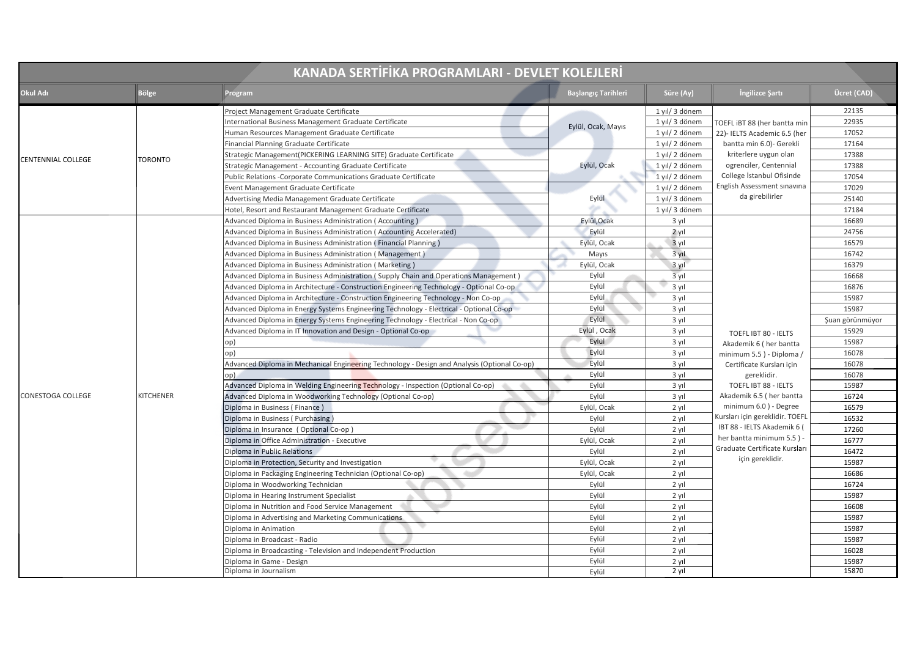# KANADA SERTİFİKA PROGRAMLARI - DEVLET KOLEJLERİ

| Okul Adı | Bölge | Program | Başlangıç Tarihleri | Süre (Ay) | İngilizce Şartı | Ücret (CAD) |
|---|---|---|---|---|---|---|
| CENTENNIAL COLLEGE | TORONTO | Project Management Graduate Certificate | Eylül, Ocak, Mayıs | 1 yıl/ 3 dönem | TOEFL iBT 88 (her bantta min 22)- IELTS Academic 6.5 (her bantta min 6.0)- Gerekli kriterlere uygun olan ogrenciler, Centennial College İstanbul Ofisinde English Assessment sınavına da girebilirler | 22135 |
| | | International Business Management Graduate Certificate | | 1 yıl/ 3 dönem | | 22935 |
| | | Human Resources Management Graduate Certificate | | 1 yıl/ 2 dönem | | 17052 |
| | | Financial Planning Graduate Certificate | | 1 yıl/ 2 dönem | | 17164 |
| | | Strategic Management(PICKERING LEARNING SITE) Graduate Certificate | Eylül, Ocak | 1 yıl/ 2 dönem | | 17388 |
| | | Strategic Management - Accounting Graduate Certificate | | 1 yıl/ 2 dönem | | 17388 |
| | | Public Relations -Corporate Communications Graduate Certificate | | 1 yıl/ 2 dönem | | 17054 |
| | | Event Management Graduate Certificate | Eylül | 1 yıl/ 2 dönem | | 17029 |
| | | Advertising Media Management Graduate Certificate | | 1 yıl/ 3 dönem | | 25140 |
| | | Hotel, Resort and Restaurant Management Graduate Certificate | | 1 yıl/ 3 dönem | | 17184 |
| CONESTOGA COLLEGE | KITCHENER | Advanced Diploma in Business Administration ( Accounting ) | Eylül,Ocak | 3 yıl | TOEFL IBT 80 - IELTS Akademik 6 ( her bantta minimum 5.5 ) - Diploma / Certificate Kursları için gereklidir. TOEFL IBT 88 - IELTS Akademik 6.5 ( her bantta minimum 6.0 ) - Degree Kursları için gereklidir. TOEFL IBT 88 - IELTS Akademik 6 ( her bantta minimum 5.5 ) - Graduate Certificate Kursları için gereklidir. | 16689 |
| | | Advanced Diploma in Business Administration ( Accounting Accelerated) | Eylül | 2 yıl | | 24756 |
| | | Advanced Diploma in Business Administration ( Financial Planning ) | Eylül, Ocak | 3 yıl | | 16579 |
| | | Advanced Diploma in Business Administration ( Management ) | Mayıs | 3 yıl | | 16742 |
| | | Advanced Diploma in Business Administration ( Marketing ) | Eylül, Ocak | 3 yıl | | 16379 |
| | | Advanced Diploma in Business Administration ( Supply Chain and Operations Management ) | Eylül | 3 yıl | | 16668 |
| | | Advanced Diploma in Architecture - Construction Engineering Technology - Optional Co-op | Eylül | 3 yıl | | 16876 |
| | | Advanced Diploma in Architecture - Construction Engineering Technology - Non Co-op | Eylül | 3 yıl | | 15987 |
| | | Advanced Diploma in Energy Systems Engineering Technology - Electrical - Optional Co-op | Eylül | 3 yıl | | 15987 |
| | | Advanced Diploma in Energy Systems Engineering Technology - Electrical - Non Co-op | Eylül | 3 yıl | | Şuan görünmüyor |
| | | Advanced Diploma in IT Innovation and Design - Optional Co-op | Eylül , Ocak | 3 yıl | | 15929 |
| | | op) | Eylül | 3 yıl | | 15987 |
| | | op) | Eylül | 3 yıl | | 16078 |
| | | Advanced Diploma in Mechanical Engineering Technology - Design and Analysis (Optional Co-op) | Eylül | 3 yıl | | 16078 |
| | | op) | Eylül | 3 yıl | | 16078 |
| | | Advanced Diploma in Welding Engineering Technology - Inspection (Optional Co-op) | Eylül | 3 yıl | | 15987 |
| | | Advanced Diploma in Woodworking Technology (Optional Co-op) | Eylül | 3 yıl | | 16724 |
| | | Diploma in Business ( Finance ) | Eylül, Ocak | 2 yıl | | 16579 |
| | | Diploma in Business ( Purchasing ) | Eylül | 2 yıl | | 16532 |
| | | Diploma in Insurance ( Optional Co-op ) | Eylül | 2 yıl | | 17260 |
| | | Diploma in Office Administration - Executive | Eylül, Ocak | 2 yıl | | 16777 |
| | | Diploma in Public Relations | Eylül | 2 yıl | | 16472 |
| | | Diploma in Protection, Security and Investigation | Eylül, Ocak | 2 yıl | | 15987 |
| | | Diploma in Packaging Engineering Technician (Optional Co-op) | Eylül, Ocak | 2 yıl | | 16686 |
| | | Diploma in Woodworking Technician | Eylül | 2 yıl | | 16724 |
| | | Diploma in Hearing Instrument Specialist | Eylül | 2 yıl | | 15987 |
| | | Diploma in Nutrition and Food Service Management | Eylül | 2 yıl | | 16608 |
| | | Diploma in Advertising and Marketing Communications | Eylül | 2 yıl | | 15987 |
| | | Diploma in Animation | Eylül | 2 yıl | | 15987 |
| | | Diploma in Broadcast - Radio | Eylül | 2 yıl | | 15987 |
| | | Diploma in Broadcasting - Television and Independent Production | Eylül | 2 yıl | | 16028 |
| | | Diploma in Game - Design | Eylül | 2 yıl | | 15987 |
| | | Diploma in Journalism | Eylül | 2 yıl | | 15870 |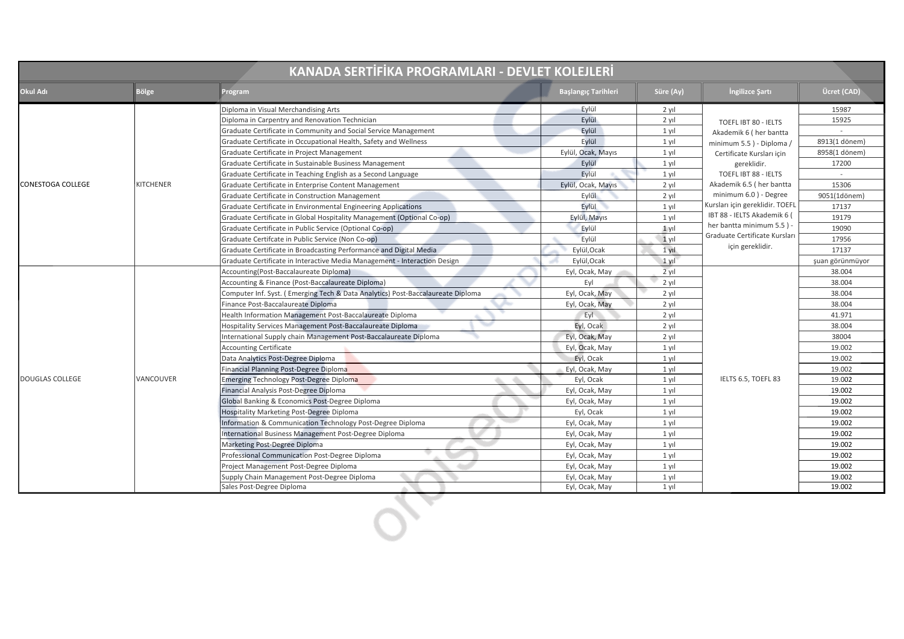# KANADA SERTİFİKA PROGRAMLARI - DEVLET KOLEJLERİ

| Okul Adı | Bölge | Program | Başlangıç Tarihleri | Süre (Ay) | İngilizce Şartı | Ücret (CAD) |
|---|---|---|---|---|---|---|
| CONESTOGA COLLEGE | KITCHENER | Diploma in Visual Merchandising Arts | Eylül | 2 yıl | TOEFL IBT 80 - IELTS Akademik 6 ( her bantta minimum 5.5 ) - Diploma / Certificate Kursları için gereklidir. TOEFL IBT 88 - IELTS Akademik 6.5 ( her bantta minimum 6.0 ) - Degree Kursları için gereklidir. TOEFL IBT 88 - IELTS Akademik 6 ( her bantta minimum 5.5 ) - Graduate Certificate Kursları için gereklidir. | 15987 |
| | | Diploma in Carpentry and Renovation Technician | Eylül | 2 yıl | | 15925 |
| | | Graduate Certificate in Community and Social Service Management | Eylül | 1 yıl | | - |
| | | Graduate Certificate in Occupational Health, Safety and Wellness | Eylül | 1 yıl | | 8913(1 dönem) |
| | | Graduate Certificate in Project Management | Eylül, Ocak, Mayıs | 1 yıl | | 8958(1 dönem) |
| | | Graduate Certificate in Sustainable Business Management | Eylül | 1 yıl | | 17200 |
| | | Graduate Certificate in Teaching English as a Second Language | Eylül | 1 yıl | | - |
| | | Graduate Certificate in Enterprise Content Management | Eylül, Ocak, Mayıs | 2 yıl | | 15306 |
| | | Graduate Certificate in Construction Management | Eylül | 2 yıl | | 9051(1dönem) |
| | | Graduate Certificate in Environmental Engineering Applications | Eylül | 1 yıl | | 17137 |
| | | Graduate Certificate in Global Hospitality Management (Optional Co-op) | Eylül, Mayıs | 1 yıl | | 19179 |
| | | Graduate Certificate in Public Service (Optional Co-op) | Eylül | 1 yıl | | 19090 |
| | | Graduate Certifcate in Public Service (Non Co-op) | Eylül | 1 yıl | | 17956 |
| | | Graduate Certificate in Broadcasting Performance and Digital Media | Eylül,Ocak | 1 yıl | | 17137 |
| | | Graduate Certificate in Interactive Media Management - Interaction Design | Eylül,Ocak | 1 yıl | | şuan görünmüyor |
| DOUGLAS COLLEGE | VANCOUVER | Accounting(Post-Baccalaureate Diploma) | Eyl, Ocak, May | 2 yıl | IELTS 6.5, TOEFL 83 | 38.004 |
| | | Accounting & Finance (Post-Baccalaureate Diploma) | Eyl | 2 yıl | | 38.004 |
| | | Computer Inf. Syst. ( Emerging Tech & Data Analytics) Post-Baccalaureate Diploma | Eyl, Ocak, May | 2 yıl | | 38.004 |
| | | Finance Post-Baccalaureate Diploma | Eyl, Ocak, May | 2 yıl | | 38.004 |
| | | Health Information Management Post-Baccalaureate Diploma | Eyl | 2 yıl | | 41.971 |
| | | Hospitality Services Management Post-Baccalaureate Diploma | Eyl, Ocak | 2 yıl | | 38.004 |
| | | International Supply chain Management Post-Baccalaureate Diploma | Eyl, Ocak, May | 2 yıl | | 38004 |
| | | Accounting Certificate | Eyl, Ocak, May | 1 yıl | | 19.002 |
| | | Data Analytics Post-Degree Diploma | Eyl, Ocak | 1 yıl | | 19.002 |
| | | Financial Planning Post-Degree Diploma | Eyl, Ocak, May | 1 yıl | | 19.002 |
| | | Emerging Technology Post-Degree Diploma | Eyl, Ocak | 1 yıl | | 19.002 |
| | | Financial Analysis Post-Degree Diploma | Eyl, Ocak, May | 1 yıl | | 19.002 |
| | | Global Banking & Economics Post-Degree Diploma | Eyl, Ocak, May | 1 yıl | | 19.002 |
| | | Hospitality Marketing Post-Degree Diploma | Eyl, Ocak | 1 yıl | | 19.002 |
| | | Information & Communication Technology Post-Degree Diploma | Eyl, Ocak, May | 1 yıl | | 19.002 |
| | | International Business Management Post-Degree Diploma | Eyl, Ocak, May | 1 yıl | | 19.002 |
| | | Marketing Post-Degree Diploma | Eyl, Ocak, May | 1 yıl | | 19.002 |
| | | Professional Communication Post-Degree Diploma | Eyl, Ocak, May | 1 yıl | | 19.002 |
| | | Project Management Post-Degree Diploma | Eyl, Ocak, May | 1 yıl | | 19.002 |
| | | Supply Chain Management Post-Degree Diploma | Eyl, Ocak, May | 1 yıl | | 19.002 |
| | | Sales Post-Degree Diploma | Eyl, Ocak, May | 1 yıl | | 19.002 |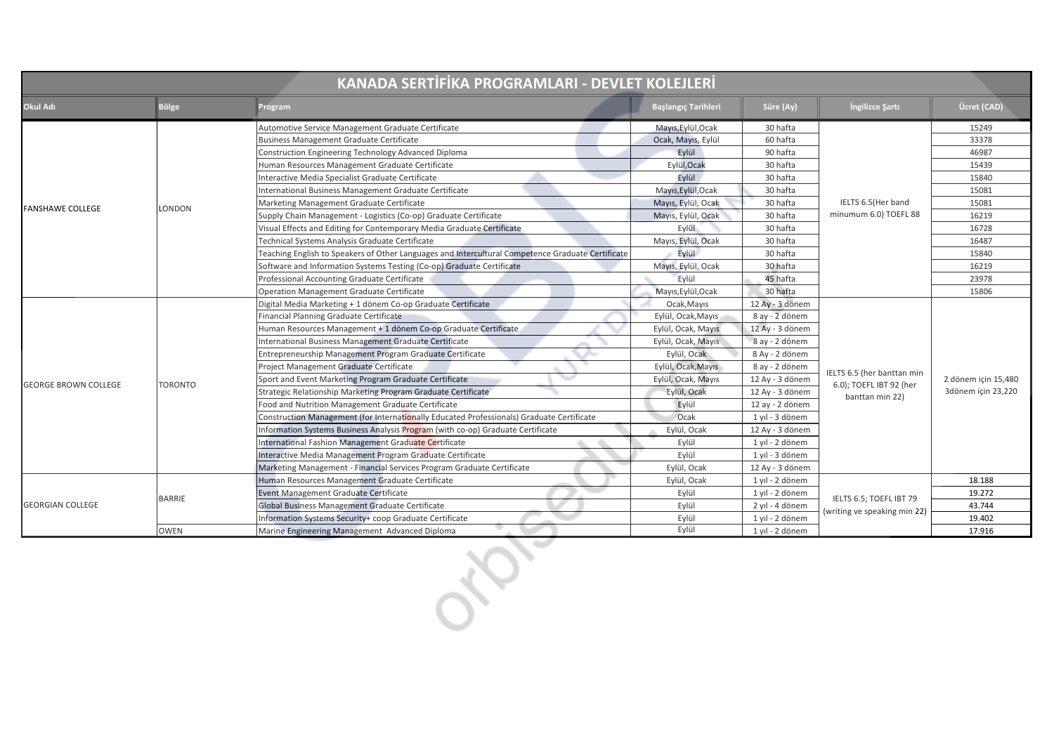# KANADA SERTİFİKA PROGRAMLARI - DEVLET KOLEJLERİ

| Okul Adı | Bölge | Program | Başlangıç Tarihleri | Süre (Ay) | İngilizce Şartı | Ücret (CAD) |
|---|---|---|---|---|---|---|
| FANSHAWE COLLEGE | LONDON | Automotive Service Management Graduate Certificate | Mayıs,Eylül,Ocak | 30 hafta | IELTS 6.5(Her band minumum 6.0) TOEFL 88 | 15249 |
| | | Business Management Graduate Certificate | Ocak, Mayıs, Eylül | 60 hafta | | 33378 |
| | | Construction Engineering Technology Advanced Diploma | Eylül | 90 hafta | | 46987 |
| | | Human Resources Management Graduate Certificate | Eylül,Ocak | 30 hafta | | 15439 |
| | | Interactive Media Specialist Graduate Certificate | Eylül | 30 hafta | | 15840 |
| | | International Business Management Graduate Certificate | Mayıs,Eylül,Ocak | 30 hafta | | 15081 |
| | | Marketing Management Graduate Certificate | Mayıs, Eylül, Ocak | 30 hafta | | 15081 |
| | | Supply Chain Management - Logistics (Co-op) Graduate Certificate | Mayıs, Eylül, Ocak | 30 hafta | | 16219 |
| | | Visual Effects and Editing for Contemporary Media Graduate Certificate | Eylül | 30 hafta | | 16728 |
| | | Technical Systems Analysis Graduate Certificate | Mayıs, Eylül, Ocak | 30 hafta | | 16487 |
| | | Teaching English to Speakers of Other Languages and Intercultural Competence Graduate Certificate | Eylül | 30 hafta | | 15840 |
| | | Software and Information Systems Testing (Co-op) Graduate Certificate | Mayıs, Eylül, Ocak | 30 hafta | | 16219 |
| | | Professional Accounting Graduate Certificate | Eylül | 45 hafta | | 23978 |
| | | Operation Management Graduate Certificate | Mayıs,Eylül,Ocak | 30 hafta | | 15806 |
| GEORGE BROWN COLLEGE | TORONTO | Digital Media Marketing + 1 dönem Co-op Graduate Certificate | Ocak,Mayıs | 12 Ay - 3 dönem | IELTS 6.5 (her banttan min 6.0); TOEFL IBT 92 (her banttan min 22) | 2 dönem için 15,480 3dönem için 23,220 |
| | | Financial Planning Graduate Certificate | Eylül, Ocak,Mayıs | 8 ay - 2 dönem | | |
| | | Human Resources Management + 1 dönem Co-op Graduate Certificate | Eylül, Ocak, Mayıs | 12 Ay - 3 dönem | | |
| | | International Business Management Graduate Certificate | Eylül, Ocak, Mayıs | 8 ay - 2 dönem | | |
| | | Entrepreneurship Management Program Graduate Certificate | Eylül, Ocak | 8 Ay - 2 dönem | | |
| | | Project Management Graduate Certificate | Eylül, Ocak,Mayıs | 8 ay - 2 dönem | | |
| | | Sport and Event Marketing Program Graduate Certificate | Eylül, Ocak, Mayıs | 12 Ay - 3 dönem | | |
| | | Strategic Relationship Marketing Program Graduate Certificate | Eylül, Ocak | 12 Ay - 3 dönem | | |
| | | Food and Nutrition Management Graduate Certificate | Eylül | 12 ay - 2 dönem | | |
| | | Construction Management (for Internationally Educated Professionals) Graduate Certificate | Ocak | 1 yıl - 3 dönem | | |
| | | Information Systems Business Analysis Program (with co-op) Graduate Certificate | Eylül, Ocak | 12 Ay - 3 dönem | | |
| | | International Fashion Management Graduate Certificate | Eylül | 1 yıl - 2 dönem | | |
| | | Interactive Media Management Program Graduate Certificate | Eylül | 1 yıl - 3 dönem | | |
| | | Marketing Management - Financial Services Program Graduate Certificate | Eylül, Ocak | 12 Ay - 3 dönem | | |
| GEORGIAN COLLEGE | BARRIE | Human Resources Management Graduate Certificate | Eylül, Ocak | 1 yıl - 2 dönem | IELTS 6.5; TOEFL IBT 79 (writing ve speaking min 22) | 18.188 |
| | | Event Management Graduate Certificate | Eylül | 1 yıl - 2 dönem | | 19.272 |
| | | Global Business Management Graduate Certificate | Eylül | 2 yıl - 4 dönem | | 43.744 |
| | | Information Systems Security+ coop Graduate Certificate | Eylül | 1 yıl - 2 dönem | | 19.402 |
| | OWEN | Marine Engineering Management Advanced Diploma | Eylül | 1 yıl - 2 dönem | | 17.916 |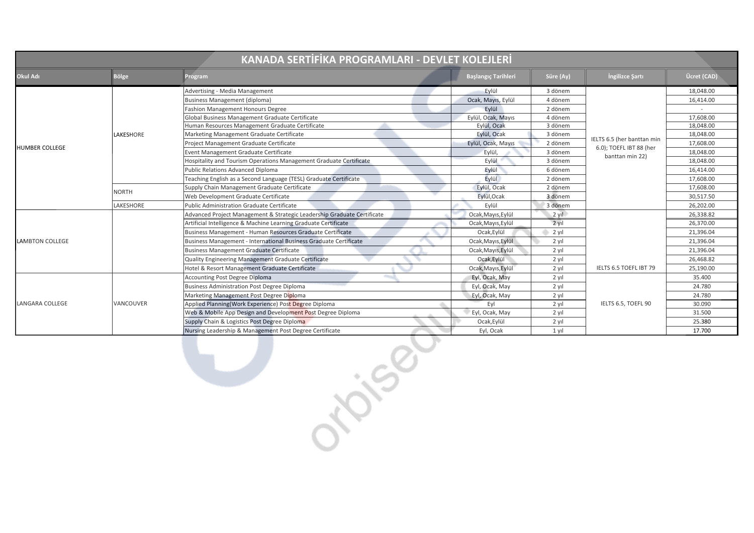# KANADA SERTİFİKA PROGRAMLARI - DEVLET KOLEJLERİ

| Okul Adı | Bölge | Program | Başlangıç Tarihleri | Süre (Ay) | İngilizce Şartı | Ücret (CAD) |
|---|---|---|---|---|---|---|
| HUMBER COLLEGE | LAKESHORE | Advertising - Media Management | Eylül | 3 dönem | IELTS 6.5 (her banttan min 6.0); TOEFL IBT 88 (her banttan min 22) | 18,048.00 |
| | | Business Management (diploma) | Ocak, Mayıs, Eylül | 4 dönem | | 16,414.00 |
| | | Fashion Management Honours Degree | Eylül | 2 dönem | | - |
| | | Global Business Management Graduate Certificate | Eylül, Ocak, Mayıs | 4 dönem | | 17,608.00 |
| | | Human Resources Management Graduate Certificate | Eylül, Ocak | 3 dönem | | 18,048.00 |
| | | Marketing Management Graduate Certificate | Eylül, Ocak | 3 dönem | | 18,048.00 |
| | | Project Management Graduate Certificate | Eylül, Ocak, Mayıs | 2 dönem | | 17,608.00 |
| | | Event Management Graduate Certificate | Eylül, | 3 dönem | | 18,048.00 |
| | | Hospitality and Tourism Operations Management Graduate Certificate | Eylül | 3 dönem | | 18,048.00 |
| | | Public Relations Advanced Diploma | Eylül | 6 dönem | | 16,414.00 |
| | | Teaching English as a Second Language (TESL) Graduate Certificate | Eylül | 2 dönem | | 17,608.00 |
| | NORTH | Supply Chain Management Graduate Certificate | Eylül, Ocak | 2 dönem | | 17,608.00 |
| | | Web Development Graduate Certificate | Eylül,Ocak | 3 dönem | | 30,517.50 |
| | LAKESHORE | Public Administration Graduate Certificate | Eylül | 3 dönem | | 26,202.00 |
| LAMBTON COLLEGE | | Advanced Project Management & Strategic Leadership Graduate Certificate | Ocak,Mayıs,Eylül | 2 yıl | IELTS 6.5 TOEFL IBT 79 | 26,338.82 |
| | | Artificial Intelligence & Machine Learning Graduate Certificate | Ocak,Mayıs,Eylül | 2 yıl | | 26,370.00 |
| | | Business Management - Human Resources Graduate Certificate | Ocak,Eylül | 2 yıl | | 21,396.04 |
| | | Business Management - International Business Graduate Certificate | Ocak,Mayıs,Eylül | 2 yıl | | 21,396.04 |
| | | Business Management Graduate Certificate | Ocak,Mayıs,Eylül | 2 yıl | | 21,396.04 |
| | | Quality Engineering Management Graduate Certificate | Ocak,Eylül | 2 yıl | | 26,468.82 |
| | | Hotel & Resort Management Graduate Certificate | Ocak,Mayıs,Eylül | 2 yıl | | 25,190.00 |
| LANGARA COLLEGE | VANCOUVER | Accounting Post Degree Diploma | Eyl, Ocak, May | 2 yıl | IELTS 6.5, TOEFL 90 | 35.400 |
| | | Business Administration Post Degree Diploma | Eyl, Ocak, May | 2 yıl | | 24.780 |
| | | Marketing Management Post Degree Diploma | Eyl, Ocak, May | 2 yıl | | 24.780 |
| | | Applied Planning(Work Experience) Post Degree Diploma | Eyl | 2 yıl | | 30.090 |
| | | Web & Mobile App Design and Development Post Degree Diploma | Eyl, Ocak, May | 2 yıl | | 31.500 |
| | | Supply Chain & Logistics Post Degree Diploma | Ocak,Eylül | 2 yıl | | 25.380 |
| | | Nursing Leadership & Management Post Degree Certificate | Eyl, Ocak | 1 yıl | | 17.700 |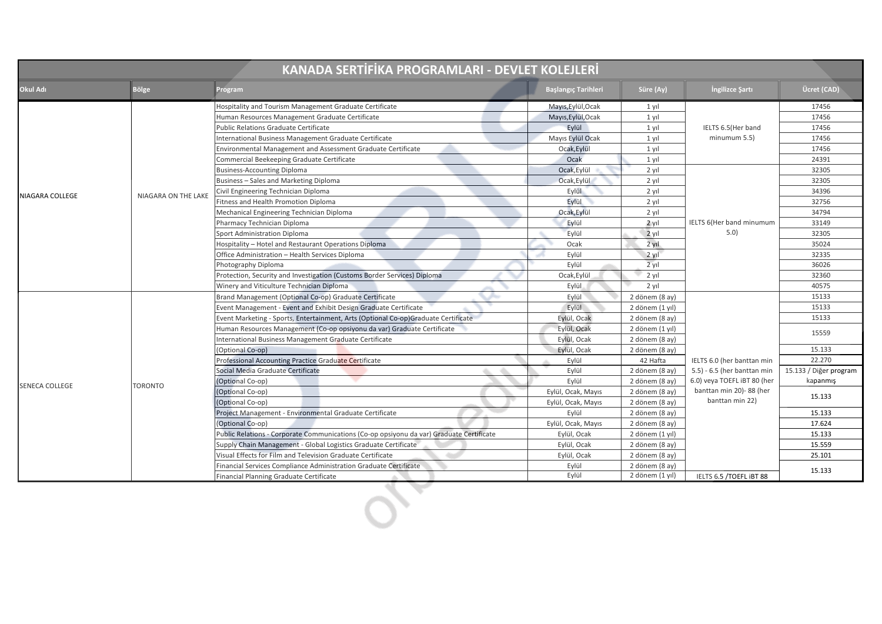# KANADA SERTİFİKA PROGRAMLARI - DEVLET KOLEJLERİ

| Okul Adı | Bölge | Program | Başlangıç Tarihleri | Süre (Ay) | İngilizce Şartı | Ücret (CAD) |
|---|---|---|---|---|---|---|
| NIAGARA COLLEGE | NIAGARA ON THE LAKE | Hospitality and Tourism Management Graduate Certificate | Mayıs,Eylül,Ocak | 1 yıl | IELTS 6.5(Her band minumum 5.5) | 17456 |
| | | Human Resources Management Graduate Certificate | Mayıs,Eylül,Ocak | 1 yıl | | 17456 |
| | | Public Relations Graduate Certificate | Eylül | 1 yıl | | 17456 |
| | | International Business Management Graduate Certificate | Mayıs Eylül Ocak | 1 yıl | | 17456 |
| | | Environmental Management and Assessment Graduate Certificate | Ocak,Eylül | 1 yıl | | 17456 |
| | | Commercial Beekeeping Graduate Certificate | Ocak | 1 yıl | | 24391 |
| | | Business-Accounting Diploma | Ocak,Eylül | 2 yıl | IELTS 6(Her band minumum 5.0) | 32305 |
| | | Business – Sales and Marketing Diploma | Ocak,Eylül | 2 yıl | | 32305 |
| | | Civil Engineering Technician Diploma | Eylül | 2 yıl | | 34396 |
| | | Fitness and Health Promotion Diploma | Eylül | 2 yıl | | 32756 |
| | | Mechanical Engineering Technician Diploma | Ocak,Eylül | 2 yıl | | 34794 |
| | | Pharmacy Technician Diploma | Eylül | 2 yıl | | 33149 |
| | | Sport Administration Diploma | Eylül | 2 yıl | | 32305 |
| | | Hospitality – Hotel and Restaurant Operations Diploma | Ocak | 2 yıl | | 35024 |
| | | Office Administration – Health Services Diploma | Eylül | 2 yıl | | 32335 |
| | | Photography Diploma | Eylül | 2 yıl | | 36026 |
| | | Protection, Security and Investigation (Customs Border Services) Diploma | Ocak,Eylül | 2 yıl | | 32360 |
| | | Winery and Viticulture Technician Diploma | Eylül | 2 yıl | | 40575 |
| SENECA COLLEGE | TORONTO | Brand Management (Optional Co-op) Graduate Certificate | Eylül | 2 dönem (8 ay) | IELTS 6.0 (her banttan min 5.5) - 6.5 (her banttan min 6.0) veya TOEFL iBT 80 (her banttan min 20)- 88 (her banttan min 22) | 15133 |
| | | Event Management - Event and Exhibit Design Graduate Certificate | Eylül | 2 dönem (1 yıl) | | 15133 |
| | | Event Marketing - Sports, Entertainment, Arts (Optional Co-op)Graduate Certificate | Eylül, Ocak | 2 dönem (8 ay) | | 15133 |
| | | Human Resources Management (Co-op opsiyonu da var) Graduate Certificate | Eylül, Ocak | 2 dönem (1 yıl) | | 15559 |
| | | International Business Management Graduate Certificate | Eylül, Ocak | 2 dönem (8 ay) | | |
| | | (Optional Co-op) | Eylül, Ocak | 2 dönem (8 ay) | | 15.133 |
| | | Professional Accounting Practice Graduate Certificate | Eylül | 42 Hafta | | 22.270 |
| | | Social Media Graduate Certificate | Eylül | 2 dönem (8 ay) | | 15.133 / Diğer program kapanmış |
| | | (Optional Co-op) | Eylül | 2 dönem (8 ay) | | |
| | | (Optional Co-op) | Eylül, Ocak, Mayıs | 2 dönem (8 ay) | | 15.133 |
| | | (Optional Co-op) | Eylül, Ocak, Mayıs | 2 dönem (8 ay) | | |
| | | Project Management - Environmental Graduate Certificate | Eylül | 2 dönem (8 ay) | | 15.133 |
| | | (Optional Co-op) | Eylül, Ocak, Mayıs | 2 dönem (8 ay) | | 17.624 |
| | | Public Relations - Corporate Communications (Co-op opsiyonu da var) Graduate Certificate | Eylül, Ocak | 2 dönem (1 yıl) | | 15.133 |
| | | Supply Chain Management - Global Logistics Graduate Certificate | Eylül, Ocak | 2 dönem (8 ay) | | 15.559 |
| | | Visual Effects for Film and Television Graduate Certificate | Eylül, Ocak | 2 dönem (8 ay) | | 25.101 |
| | | Financial Services Compliance Administration Graduate Certificate | Eylül | 2 dönem (8 ay) | | 15.133 |
| | | Financial Planning Graduate Certificate | Eylül | 2 dönem (1 yıl) | IELTS 6.5 /TOEFL iBT 88 | |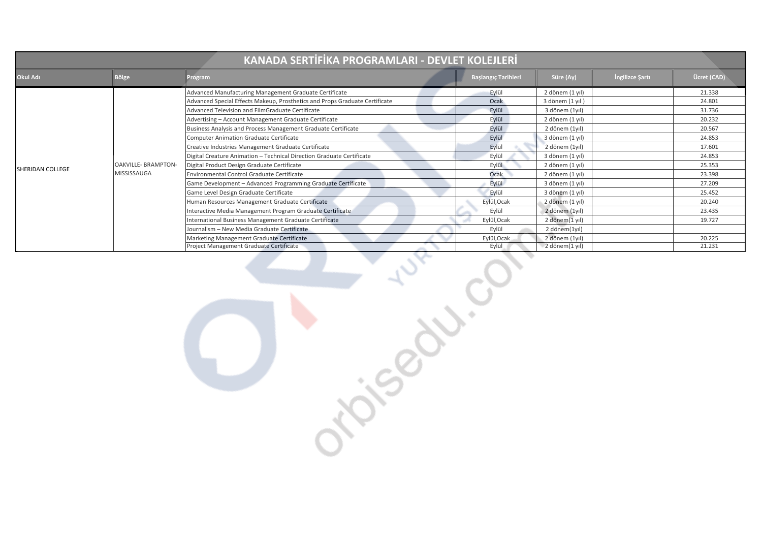# KANADA SERTİFİKA PROGRAMLARI - DEVLET KOLEJLERİ

| Okul Adı | Bölge | Program | Başlangıç Tarihleri | Süre (Ay) | İngilizce Şartı | Ücret (CAD) |
|---|---|---|---|---|---|---|
| SHERIDAN COLLEGE | OAKVILLE- BRAMPTON-MISSISSAUGA | Advanced Manufacturing Management Graduate Certificate | Eylül | 2 dönem (1 yıl) | | 21.338 |
| | | Advanced Special Effects Makeup, Prosthetics and Props Graduate Certificate | Ocak | 3 dönem (1 yıl ) | | 24.801 |
| | | Advanced Television and FilmGraduate Certificate | Eylül | 3 dönem (1yıl) | | 31.736 |
| | | Advertising – Account Management Graduate Certificate | Eylül | 2 dönem (1 yıl) | | 20.232 |
| | | Business Analysis and Process Management Graduate Certificate | Eylül | 2 dönem (1yıl) | | 20.567 |
| | | Computer Animation Graduate Certificate | Eylül | 3 dönem (1 yıl) | | 24.853 |
| | | Creative Industries Management Graduate Certificate | Eylül | 2 dönem (1yıl) | | 17.601 |
| | | Digital Creature Animation – Technical Direction Graduate Certificate | Eylül | 3 dönem (1 yıl) | | 24.853 |
| | | Digital Product Design Graduate Certificate | Eylül | 2 dönem (1 yıl) | | 25.353 |
| | | Environmental Control Graduate Certificate | Ocak | 2 dönem (1 yıl) | | 23.398 |
| | | Game Development – Advanced Programming Graduate Certificate | Eylül | 3 dönem (1 yıl) | | 27.209 |
| | | Game Level Design Graduate Certificate | Eylül | 3 dönem (1 yıl) | | 25.452 |
| | | Human Resources Management Graduate Certificate | Eylül,Ocak | 2 dönem (1 yıl) | | 20.240 |
| | | Interactive Media Management Program Graduate Certificate | Eylül | 2 dönem (1yıl) | | 23.435 |
| | | International Business Management Graduate Certificate | Eylül,Ocak | 2 dönem(1 yıl) | | 19.727 |
| | | Journalism – New Media Graduate Certificate | Eylül | 2 dönem(1yıl) | | |
| | | Marketing Management Graduate Certificate | Eylül,Ocak | 2 dönem (1yıl) | | 20.225 |
| | | Project Management Graduate Certificate | Eylül | 2 dönem(1 yıl) | | 21.231 |